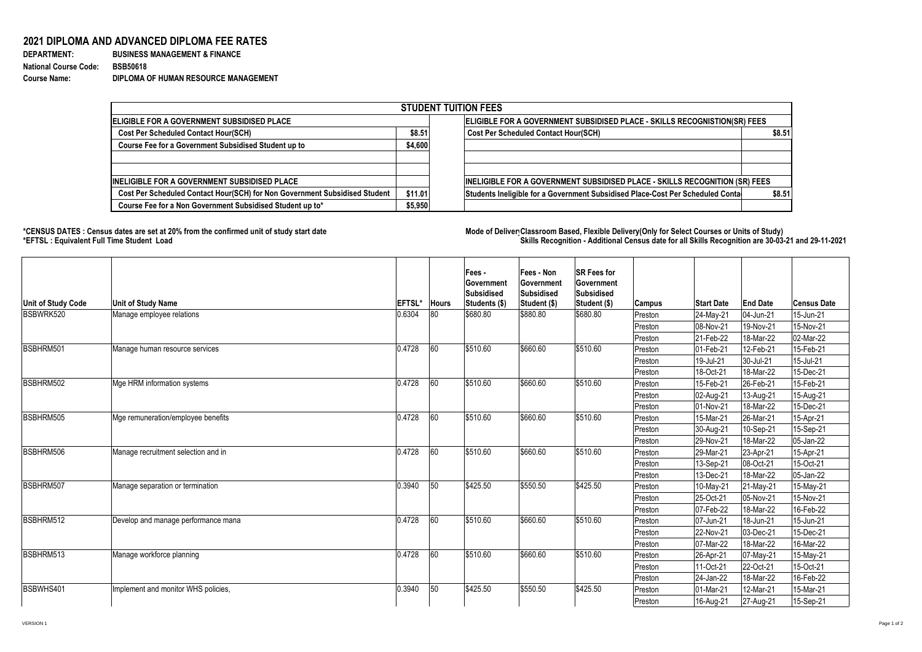## 2021 DIPLOMA AND ADVANCED DIPLOMA FEE RATES

**DEPARTMENT:** BUSINESS MANAGEMENT & FINANCE
**National Course Code:** BSB50618
**Course Name:** DIPLOMA OF HUMAN RESOURCE MANAGEMENT

| STUDENT TUITION FEES | | | |
|---|---|---|---|
| **ELIGIBLE FOR A GOVERNMENT SUBSIDISED PLACE** | | **ELIGIBLE FOR A GOVERNMENT SUBSIDISED PLACE - SKILLS RECOGNISTION(SR) FEES** | |
| Cost Per Scheduled Contact Hour(SCH) | $8.51 | Cost Per Scheduled Contact Hour(SCH) | $8.51 |
| Course Fee for a Government Subsidised Student up to | $4,600 | | |
| | | | |
| | | | |
| **INELIGIBLE FOR A GOVERNMENT SUBSIDISED PLACE** | | **INELIGIBLE FOR A GOVERNMENT SUBSIDISED PLACE - SKILLS RECOGNITION (SR) FEES** | |
| Cost Per Scheduled Contact Hour(SCH) for Non Government Subsidised Student | $11.01 | Students Ineligible for a Government Subsidised Place-Cost Per Scheduled Conta | $8.51 |
| Course Fee for a Non Government Subsidised Student up to* | $5,950 | | |

**\*CENSUS DATES : Census dates are set at 20% from the confirmed unit of study start date**
**\*EFTSL : Equivalent Full Time Student Load**

**Mode of Deliver Classroom Based, Flexible Delivery(Only for Select Courses or Units of Study)**
**Skills Recognition - Additional Census date for all Skills Recognition are 30-03-21 and 29-11-2021**

| Unit of Study Code | Unit of Study Name | EFTSL* | Hours | Fees - Government Subsidised Students ($) | Fees - Non Government Subsidised Student ($) | SR Fees for Government Subsidised Student ($) | Campus | Start Date | End Date | Census Date |
|---|---|---|---|---|---|---|---|---|---|---|
| BSBWRK520 | Manage employee relations | 0.6304 | 80 | $680.80 | $880.80 | $680.80 | Preston | 24-May-21 | 04-Jun-21 | 15-Jun-21 |
| | | | | | | | Preston | 08-Nov-21 | 19-Nov-21 | 15-Nov-21 |
| | | | | | | | Preston | 21-Feb-22 | 18-Mar-22 | 02-Mar-22 |
| BSBHRM501 | Manage human resource services | 0.4728 | 60 | $510.60 | $660.60 | $510.60 | Preston | 01-Feb-21 | 12-Feb-21 | 15-Feb-21 |
| | | | | | | | Preston | 19-Jul-21 | 30-Jul-21 | 15-Jul-21 |
| | | | | | | | Preston | 18-Oct-21 | 18-Mar-22 | 15-Dec-21 |
| BSBHRM502 | Mge HRM information systems | 0.4728 | 60 | $510.60 | $660.60 | $510.60 | Preston | 15-Feb-21 | 26-Feb-21 | 15-Feb-21 |
| | | | | | | | Preston | 02-Aug-21 | 13-Aug-21 | 15-Aug-21 |
| | | | | | | | Preston | 01-Nov-21 | 18-Mar-22 | 15-Dec-21 |
| BSBHRM505 | Mge remuneration/employee benefits | 0.4728 | 60 | $510.60 | $660.60 | $510.60 | Preston | 15-Mar-21 | 26-Mar-21 | 15-Apr-21 |
| | | | | | | | Preston | 30-Aug-21 | 10-Sep-21 | 15-Sep-21 |
| | | | | | | | Preston | 29-Nov-21 | 18-Mar-22 | 05-Jan-22 |
| BSBHRM506 | Manage recruitment selection and in | 0.4728 | 60 | $510.60 | $660.60 | $510.60 | Preston | 29-Mar-21 | 23-Apr-21 | 15-Apr-21 |
| | | | | | | | Preston | 13-Sep-21 | 08-Oct-21 | 15-Oct-21 |
| | | | | | | | Preston | 13-Dec-21 | 18-Mar-22 | 05-Jan-22 |
| BSBHRM507 | Manage separation or termination | 0.3940 | 50 | $425.50 | $550.50 | $425.50 | Preston | 10-May-21 | 21-May-21 | 15-May-21 |
| | | | | | | | Preston | 25-Oct-21 | 05-Nov-21 | 15-Nov-21 |
| | | | | | | | Preston | 07-Feb-22 | 18-Mar-22 | 16-Feb-22 |
| BSBHRM512 | Develop and manage performance mana | 0.4728 | 60 | $510.60 | $660.60 | $510.60 | Preston | 07-Jun-21 | 18-Jun-21 | 15-Jun-21 |
| | | | | | | | Preston | 22-Nov-21 | 03-Dec-21 | 15-Dec-21 |
| | | | | | | | Preston | 07-Mar-22 | 18-Mar-22 | 16-Mar-22 |
| BSBHRM513 | Manage workforce planning | 0.4728 | 60 | $510.60 | $660.60 | $510.60 | Preston | 26-Apr-21 | 07-May-21 | 15-May-21 |
| | | | | | | | Preston | 11-Oct-21 | 22-Oct-21 | 15-Oct-21 |
| | | | | | | | Preston | 24-Jan-22 | 18-Mar-22 | 16-Feb-22 |
| BSBWHS401 | Implement and monitor WHS policies, | 0.3940 | 50 | $425.50 | $550.50 | $425.50 | Preston | 01-Mar-21 | 12-Mar-21 | 15-Mar-21 |
| | | | | | | | Preston | 16-Aug-21 | 27-Aug-21 | 15-Sep-21 |

VERSION 1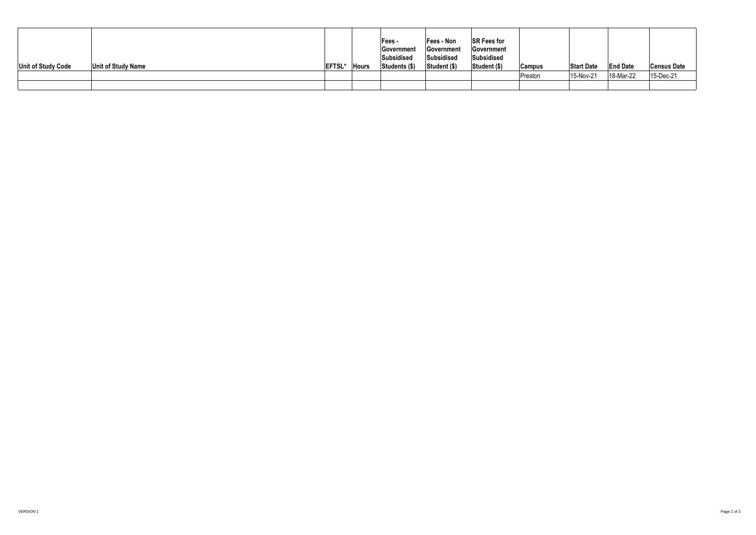| Unit of Study Code | Unit of Study Name | EFTSL* | Hours | Fees - Government Subsidised Students ($) | Fees - Non Government Subsidised Student ($) | SR Fees for Government Subsidised Student ($) | Campus | Start Date | End Date | Census Date |
|---|---|---|---|---|---|---|---|---|---|---|
| | | | | | | | Preston | 15-Nov-21 | 18-Mar-22 | 15-Dec-21 |
| | | | | | | | | | | |

VERSION 1